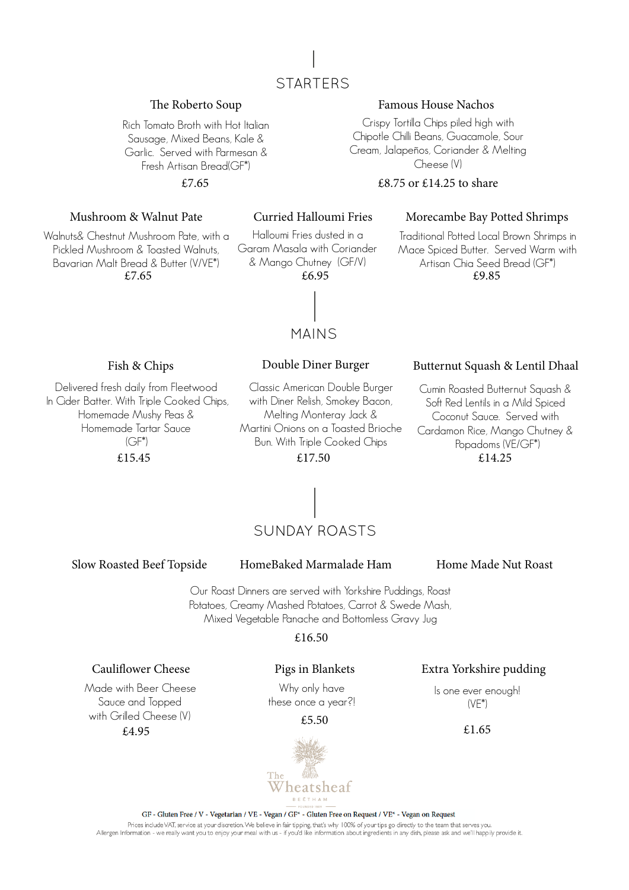## STARTERS

### The Roberto Soup

Rich Tomato Broth with Hot Italian Sausage, Mixed Beans, Kale & Garlic. Served with Parmesan & Fresh Artisan Bread(GF*)

£7.65

### Famous House Nachos

Crispy Tortilla Chips piled high with Chipotle Chilli Beans, Guacamole, Sour Cream, Jalapeños, Coriander & Melting Cheese (V)

£8.75 or £14.25 to share

### Mushroom & Walnut Pate

Walnuts& Chestnut Mushroom Pate, with a Pickled Mushroom & Toasted Walnuts, Bavarian Malt Bread & Butter (V/VE*)

£7.65

### Curried Halloumi Fries

Halloumi Fries dusted in a Garam Masala with Coriander & Mango Chutney (GF/V)

£6.95

### Morecambe Bay Potted Shrimps

Traditional Potted Local Brown Shrimps in Mace Spiced Butter. Served Warm with Artisan Chia Seed Bread (GF*)

£9.85

## MAINS

### Fish & Chips

Delivered fresh daily from Fleetwood In Cider Batter. With Triple Cooked Chips, Homemade Mushy Peas & Homemade Tartar Sauce (GF*)

£15.45

### Double Diner Burger

Classic American Double Burger with Diner Relish, Smokey Bacon, Melting Monteray Jack & Martini Onions on a Toasted Brioche Bun. With Triple Cooked Chips

£17.50

### Butternut Squash & Lentil Dhaal

Cumin Roasted Butternut Squash & Soft Red Lentils in a Mild Spiced Coconut Sauce. Served with Cardamon Rice, Mango Chutney & Popadoms (VE/GF*)

£14.25

## SUNDAY ROASTS

### Slow Roasted Beef Topside

### HomeBaked Marmalade Ham

### Home Made Nut Roast

Our Roast Dinners are served with Yorkshire Puddings, Roast Potatoes, Creamy Mashed Potatoes, Carrot & Swede Mash, Mixed Vegetable Panache and Bottomless Gravy Jug

£16.50

### Cauliflower Cheese

Made with Beer Cheese Sauce and Topped with Grilled Cheese (V)

£4.95

### Pigs in Blankets

Why only have these once a year?!

£5.50

### Extra Yorkshire pudding

Is one ever enough! (VE*)

£1.65

The Wheatsheaf
BEETHAM

GF - Gluten Free / V - Vegetarian / VE - Vegan / GF* - Gluten Free on Request / VE* - Vegan on Request

Prices include VAT, service at your discretion. We believe in fair tipping, that's why 100% of your tips go directly to the team that serves you.
Allergen Information - we really want you to enjoy your meal with us - if you'd like information about ingredients in any dish, please ask and we'll happily provide it.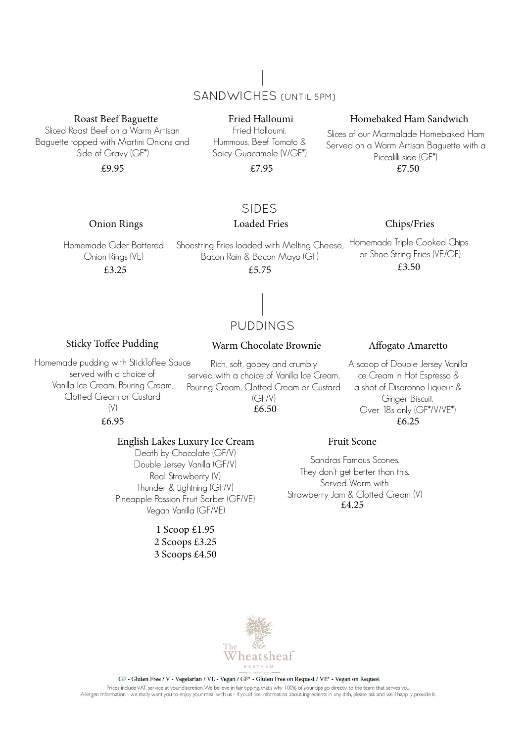## SANDWICHES (UNTIL 5PM)

### Roast Beef Baguette

Sliced Roast Beef on a Warm Artisan Baguette topped with Martini Onions and Side of Gravy (GF*)

£9.95

### Fried Halloumi

Fried Halloumi, Hummous, Beef Tomato & Spicy Guacamole (V/GF*)

£7.95

### Homebaked Ham Sandwich

Slices of our Marmalade Homebaked Ham Served on a Warm Artisan Baguette with a Piccalilli side (GF*)

£7.50

## SIDES

### Onion Rings

Homemade Cider Battered Onion Rings (VE)

£3.25

### Loaded Fries

Shoestring Fries loaded with Melting Cheese, Bacon Rain & Bacon Mayo (GF)

£5.75

### Chips/Fries

Homemade Triple Cooked Chips or Shoe String Fries (VE/GF)

£3.50

## PUDDINGS

### Sticky Toffee Pudding

Homemade pudding with StickToffee Sauce served with a choice of Vanilla Ice Cream, Pouring Cream, Clotted Cream or Custard (V)

£6.95

### Warm Chocolate Brownie

Rich, soft, gooey and crumbly served with a choice of Vanilla Ice Cream, Pouring Cream, Clotted Cream or Custard (GF/V)

£6.50

### Affogato Amaretto

A scoop of Double Jersey Vanilla Ice Cream in Hot Espresso & a shot of Disaronno Liqueur & Ginger Biscuit. Over 18s only (GF*/V/VE*)

£6.25

### English Lakes Luxury Ice Cream

Death by Chocolate (GF/V)
Double Jersey Vanilla (GF/V)
Real Strawberry (V)
Thunder & Lightning (GF/V)
Pineapple Passion Fruit Sorbet (GF/VE)
Vegan Vanilla (GF/VE)

1 Scoop £1.95
2 Scoops £3.25
3 Scoops £4.50

### Fruit Scone

Sandras Famous Scones. They don't get better than this. Served Warm with Strawberry Jam & Clotted Cream (V)

£4.25

The Wheatsheaf BEETHAM

GF - Gluten Free / V - Vegetarian / VE - Vegan / GF* - Gluten Free on Request / VE* - Vegan on Request

Prices include VAT, service at your discretion. We believe in fair tipping, that's why 100% of your tips go directly to the team that serves you.
Allergen Information - we really want you to enjoy your meal with us - if you'd like information about ingredients in any dish, please ask and we'll happily provide it.